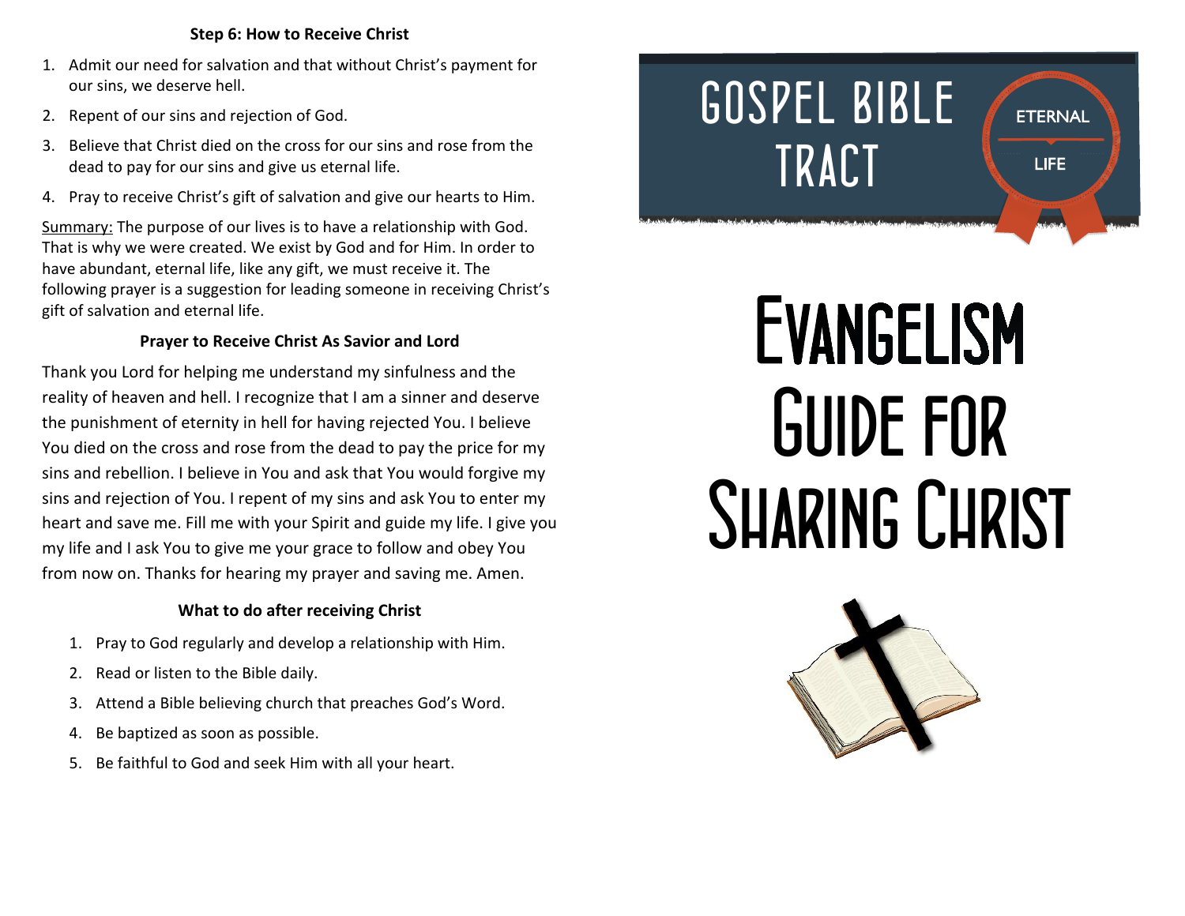### Step 6: How to Receive Christ

1. Admit our need for salvation and that without Christ's payment for our sins, we deserve hell.
2. Repent of our sins and rejection of God.
3. Believe that Christ died on the cross for our sins and rose from the dead to pay for our sins and give us eternal life.
4. Pray to receive Christ's gift of salvation and give our hearts to Him.

Summary: The purpose of our lives is to have a relationship with God. That is why we were created. We exist by God and for Him. In order to have abundant, eternal life, like any gift, we must receive it. The following prayer is a suggestion for leading someone in receiving Christ's gift of salvation and eternal life.

### Prayer to Receive Christ As Savior and Lord

Thank you Lord for helping me understand my sinfulness and the reality of heaven and hell. I recognize that I am a sinner and deserve the punishment of eternity in hell for having rejected You. I believe You died on the cross and rose from the dead to pay the price for my sins and rebellion. I believe in You and ask that You would forgive my sins and rejection of You. I repent of my sins and ask You to enter my heart and save me. Fill me with your Spirit and guide my life. I give you my life and I ask You to give me your grace to follow and obey You from now on. Thanks for hearing my prayer and saving me. Amen.

### What to do after receiving Christ

1. Pray to God regularly and develop a relationship with Him.
2. Read or listen to the Bible daily.
3. Attend a Bible believing church that preaches God's Word.
4. Be baptized as soon as possible.
5. Be faithful to God and seek Him with all your heart.

# GOSPEL BIBLE TRACT

ETERNAL LIFE

# Evangelism Guide for Sharing Christ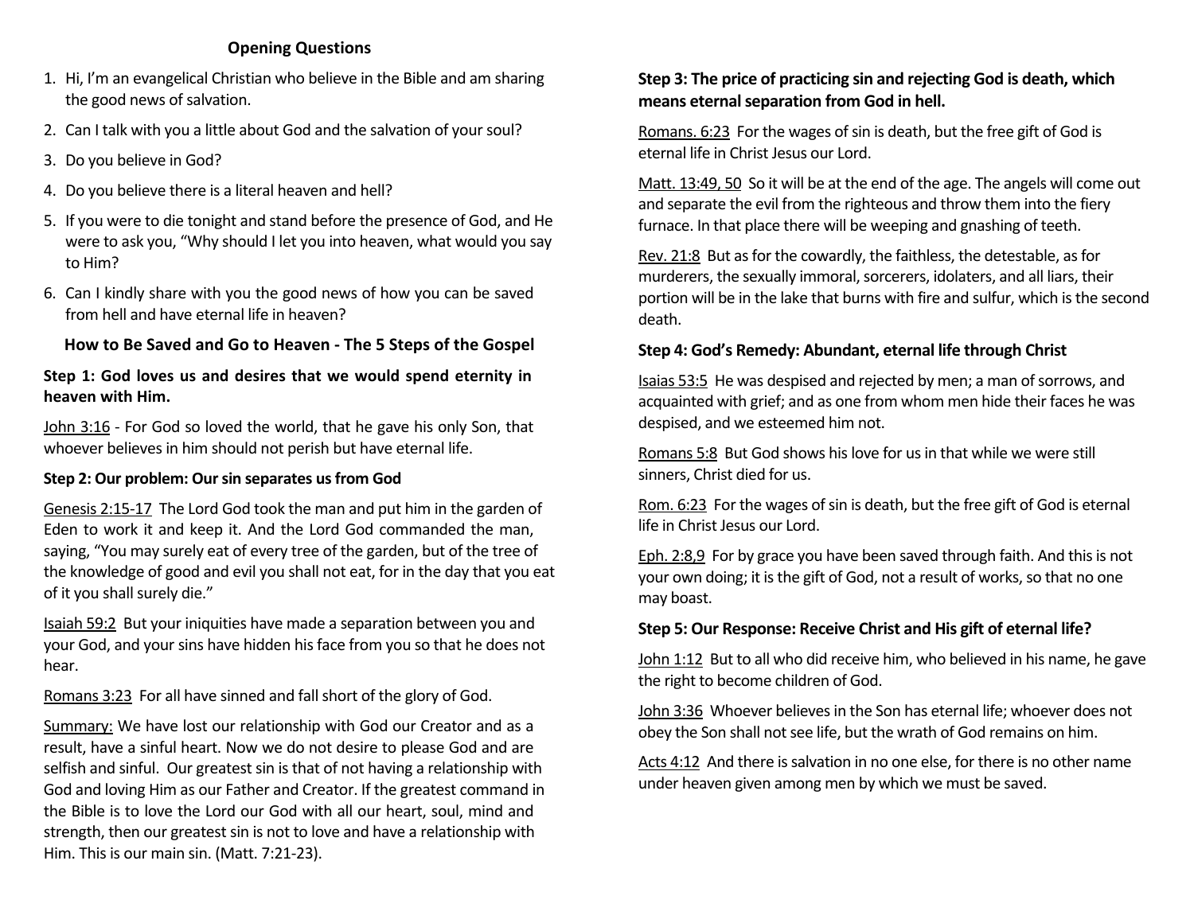## Opening Questions

1. Hi, I'm an evangelical Christian who believe in the Bible and am sharing the good news of salvation.
2. Can I talk with you a little about God and the salvation of your soul?
3. Do you believe in God?
4. Do you believe there is a literal heaven and hell?
5. If you were to die tonight and stand before the presence of God, and He were to ask you, "Why should I let you into heaven, what would you say to Him?
6. Can I kindly share with you the good news of how you can be saved from hell and have eternal life in heaven?

## How to Be Saved and Go to Heaven - The 5 Steps of the Gospel

**Step 1: God loves us and desires that we would spend eternity in heaven with Him.**

John 3:16 - For God so loved the world, that he gave his only Son, that whoever believes in him should not perish but have eternal life.

**Step 2: Our problem: Our sin separates us from God**

Genesis 2:15-17 The Lord God took the man and put him in the garden of Eden to work it and keep it. And the Lord God commanded the man, saying, "You may surely eat of every tree of the garden, but of the tree of the knowledge of good and evil you shall not eat, for in the day that you eat of it you shall surely die."

Isaiah 59:2 But your iniquities have made a separation between you and your God, and your sins have hidden his face from you so that he does not hear.

Romans 3:23 For all have sinned and fall short of the glory of God.

Summary: We have lost our relationship with God our Creator and as a result, have a sinful heart. Now we do not desire to please God and are selfish and sinful. Our greatest sin is that of not having a relationship with God and loving Him as our Father and Creator. If the greatest command in the Bible is to love the Lord our God with all our heart, soul, mind and strength, then our greatest sin is not to love and have a relationship with Him. This is our main sin. (Matt. 7:21-23).

**Step 3: The price of practicing sin and rejecting God is death, which means eternal separation from God in hell.**

Romans. 6:23 For the wages of sin is death, but the free gift of God is eternal life in Christ Jesus our Lord.

Matt. 13:49, 50 So it will be at the end of the age. The angels will come out and separate the evil from the righteous and throw them into the fiery furnace. In that place there will be weeping and gnashing of teeth.

Rev. 21:8 But as for the cowardly, the faithless, the detestable, as for murderers, the sexually immoral, sorcerers, idolaters, and all liars, their portion will be in the lake that burns with fire and sulfur, which is the second death.

**Step 4: God's Remedy: Abundant, eternal life through Christ**

Isaias 53:5 He was despised and rejected by men; a man of sorrows, and acquainted with grief; and as one from whom men hide their faces he was despised, and we esteemed him not.

Romans 5:8 But God shows his love for us in that while we were still sinners, Christ died for us.

Rom. 6:23 For the wages of sin is death, but the free gift of God is eternal life in Christ Jesus our Lord.

Eph. 2:8,9 For by grace you have been saved through faith. And this is not your own doing; it is the gift of God, not a result of works, so that no one may boast.

**Step 5: Our Response: Receive Christ and His gift of eternal life?**

John 1:12 But to all who did receive him, who believed in his name, he gave the right to become children of God.

John 3:36 Whoever believes in the Son has eternal life; whoever does not obey the Son shall not see life, but the wrath of God remains on him.

Acts 4:12 And there is salvation in no one else, for there is no other name under heaven given among men by which we must be saved.